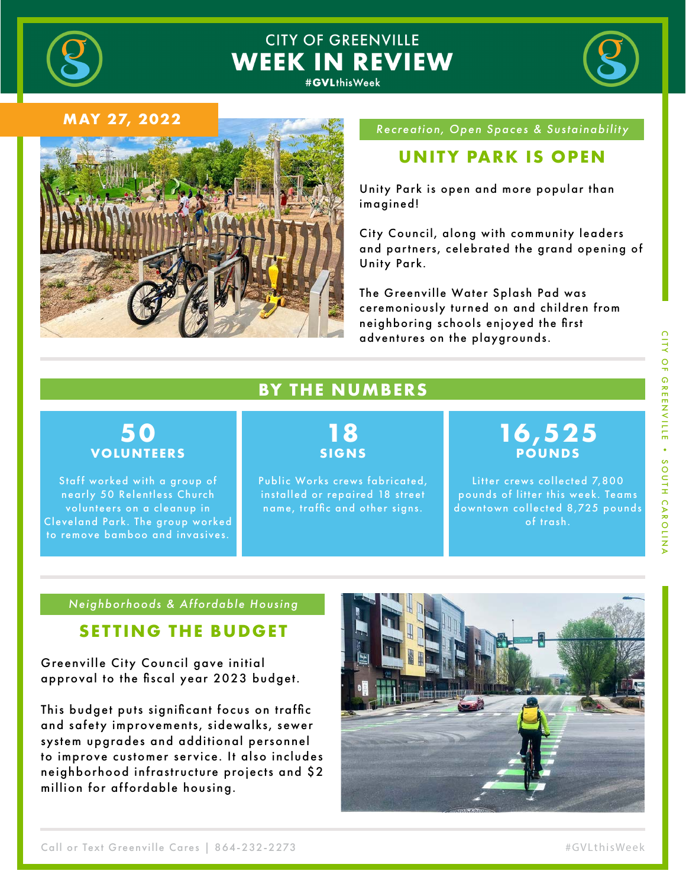# CITY OF GREENVILLE WEEK IN REVIEW

#GVLthisWeek

**MAY 27, 2022**

*Recreation, Open Spaces & Sustainability*

## UNITY PARK IS OPEN

Unity Park is open and more popular than imagined!

City Council, along with community leaders and partners, celebrated the grand opening of Unity Park.

The Greenville Water Splash Pad was ceremoniously turned on and children from neighboring schools enjoyed the first adventures on the playgrounds.

## BY THE NUMBERS

### 50 VOLUNTEERS

Staff worked with a group of nearly 50 Relentless Church volunteers on a cleanup in Cleveland Park. The group worked to remove bamboo and invasives.

### 18 SIGNS

Public Works crews fabricated, installed or repaired 18 street name, traffic and other signs.

### 16,525 POUNDS

Litter crews collected 7,800 pounds of litter this week. Teams downtown collected 8,725 pounds of trash.

*Neighborhoods & Affordable Housing*

## SETTING THE BUDGET

Greenville City Council gave initial approval to the fiscal year 2023 budget.

This budget puts significant focus on traffic and safety improvements, sidewalks, sewer system upgrades and additional personnel to improve customer service. It also includes neighborhood infrastructure projects and $2 million for affordable housing.

Call or Text Greenville Cares | 864-232-2273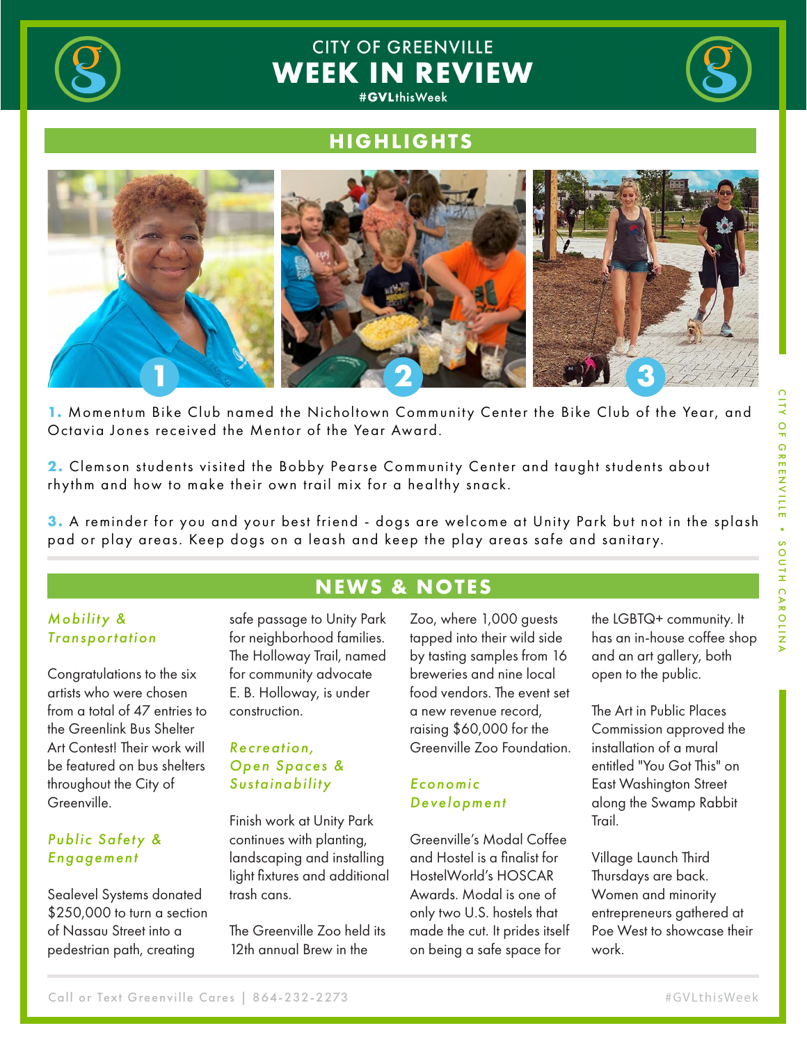# CITY OF GREENVILLE
# WEEK IN REVIEW
#GVLthisWeek

## HIGHLIGHTS

**1.** Momentum Bike Club named the Nicholtown Community Center the Bike Club of the Year, and Octavia Jones received the Mentor of the Year Award.

**2.** Clemson students visited the Bobby Pearse Community Center and taught students about rhythm and how to make their own trail mix for a healthy snack.

**3.** A reminder for you and your best friend - dogs are welcome at Unity Park but not in the splash pad or play areas. Keep dogs on a leash and keep the play areas safe and sanitary.

## NEWS & NOTES

### *Mobility & Transportation*

Congratulations to the six artists who were chosen from a total of 47 entries to the Greenlink Bus Shelter Art Contest! Their work will be featured on bus shelters throughout the City of Greenville.

### *Public Safety & Engagement*

Sealevel Systems donated $250,000 to turn a section of Nassau Street into a pedestrian path, creating safe passage to Unity Park for neighborhood families. The Holloway Trail, named for community advocate E. B. Holloway, is under construction.

### *Recreation, Open Spaces & Sustainability*

Finish work at Unity Park continues with planting, landscaping and installing light fixtures and additional trash cans.

The Greenville Zoo held its 12th annual Brew in the Zoo, where 1,000 guests tapped into their wild side by tasting samples from 16 breweries and nine local food vendors. The event set a new revenue record, raising $60,000 for the Greenville Zoo Foundation.

### *Economic Development*

Greenville's Modal Coffee and Hostel is a finalist for HostelWorld's HOSCAR Awards. Modal is one of only two U.S. hostels that made the cut. It prides itself on being a safe space for the LGBTQ+ community. It has an in-house coffee shop and an art gallery, both open to the public.

The Art in Public Places Commission approved the installation of a mural entitled "You Got This" on East Washington Street along the Swamp Rabbit Trail.

Village Launch Third Thursdays are back. Women and minority entrepreneurs gathered at Poe West to showcase their work.

Call or Text Greenville Cares | 864-232-2273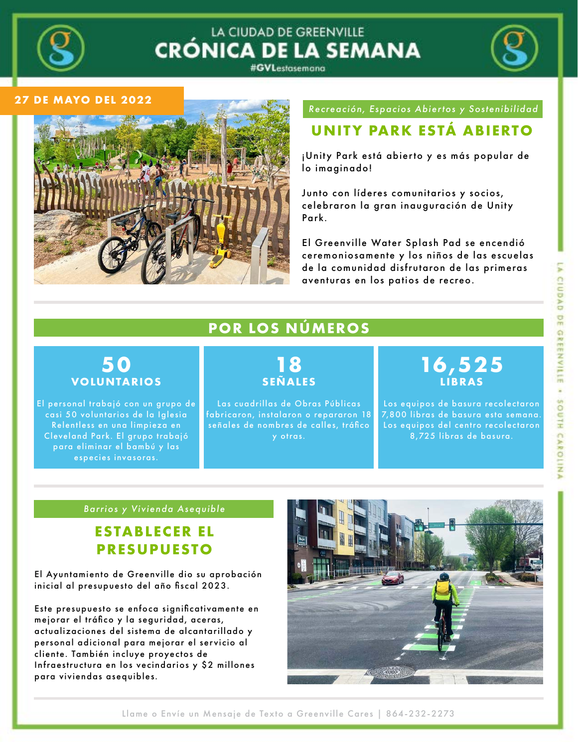LA CIUDAD DE GREENVILLE

# CRÓNICA DE LA SEMANA

#GVLestasemana

**27 DE MAYO DEL 2022**

*Recreación, Espacios Abiertos y Sostenibilidad*

## UNITY PARK ESTÁ ABIERTO

¡Unity Park está abierto y es más popular de lo imaginado!

Junto con líderes comunitarios y socios, celebraron la gran inauguración de Unity Park.

El Greenville Water Splash Pad se encendió ceremoniosamente y los niños de las escuelas de la comunidad disfrutaron de las primeras aventuras en los patios de recreo.

## POR LOS NÚMEROS

### 50 VOLUNTARIOS

El personal trabajó con un grupo de casi 50 voluntarios de la Iglesia Relentless en una limpieza en Cleveland Park. El grupo trabajó para eliminar el bambú y las especies invasoras.

### 18 SEÑALES

Las cuadrillas de Obras Públicas fabricaron, instalaron o repararon 18 señales de nombres de calles, tráfico y otras.

### 16,525 LIBRAS

Los equipos de basura recolectaron 7,800 libras de basura esta semana. Los equipos del centro recolectaron 8,725 libras de basura.

*Barrios y Vivienda Asequible*

## ESTABLECER EL PRESUPUESTO

El Ayuntamiento de Greenville dio su aprobación inicial al presupuesto del año fiscal 2023.

Este presupuesto se enfoca significativamente en mejorar el tráfico y la seguridad, aceras, actualizaciones del sistema de alcantarillado y personal adicional para mejorar el servicio al cliente. También incluye proyectos de Infraestructura en los vecindarios y $2 millones para viviendas asequibles.

Llame o Envíe un Mensaje de Texto a Greenville Cares | 864-232-2273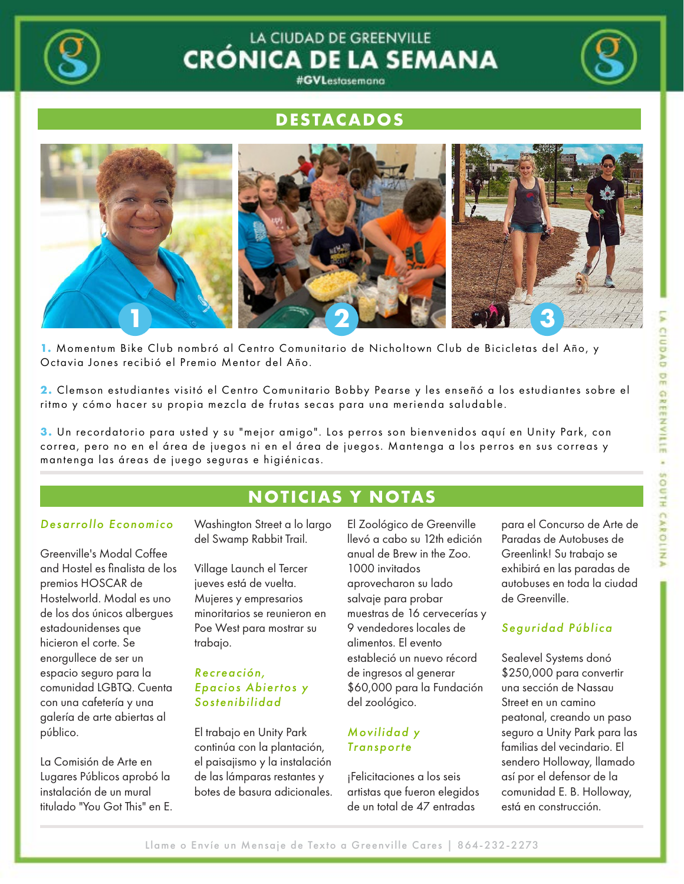# LA CIUDAD DE GREENVILLE
# CRÓNICA DE LA SEMANA

#GVLestasemana

## DESTACADOS

**1.** Momentum Bike Club nombró al Centro Comunitario de Nicholtown Club de Bicicletas del Año, y Octavia Jones recibió el Premio Mentor del Año.

**2.** Clemson estudiantes visitó el Centro Comunitario Bobby Pearse y les enseñó a los estudiantes sobre el ritmo y cómo hacer su propia mezcla de frutas secas para una merienda saludable.

**3.** Un recordatorio para usted y su "mejor amigo". Los perros son bienvenidos aquí en Unity Park, con correa, pero no en el área de juegos ni en el área de juegos. Mantenga a los perros en sus correas y mantenga las áreas de juego seguras e higiénicas.

## NOTICIAS Y NOTAS

### *Desarrollo Economico*

Greenville's Modal Coffee and Hostel es finalista de los premios HOSCAR de Hostelworld. Modal es uno de los dos únicos albergues estadounidenses que hicieron el corte. Se enorgullece de ser un espacio seguro para la comunidad LGBTQ. Cuenta con una cafetería y una galería de arte abiertas al público.

La Comisión de Arte en Lugares Públicos aprobó la instalación de un mural titulado "You Got This" en E. Washington Street a lo largo del Swamp Rabbit Trail.

Village Launch el Tercer jueves está de vuelta. Mujeres y empresarios minoritarios se reunieron en Poe West para mostrar su trabajo.

### *Recreación, Epacios Abiertos y Sostenibilidad*

El trabajo en Unity Park continúa con la plantación, el paisajismo y la instalación de las lámparas restantes y botes de basura adicionales.

El Zoológico de Greenville llevó a cabo su 12th edición anual de Brew in the Zoo. 1000 invitados aprovecharon su lado salvaje para probar muestras de 16 cervecerías y 9 vendedores locales de alimentos. El evento estableció un nuevo récord de ingresos al generar $60,000 para la Fundación del zoológico.

### *Movilidad y Transporte*

¡Felicitaciones a los seis artistas que fueron elegidos de un total de 47 entradas para el Concurso de Arte de Paradas de Autobuses de Greenlink! Su trabajo se exhibirá en las paradas de autobuses en toda la ciudad de Greenville.

### *Seguridad Pública*

Sealevel Systems donó $250,000 para convertir una sección de Nassau Street en un camino peatonal, creando un paso seguro a Unity Park para las familias del vecindario. El sendero Holloway, llamado así por el defensor de la comunidad E. B. Holloway, está en construcción.

Llame o Envíe un Mensaje de Texto a Greenville Cares | 864-232-2273